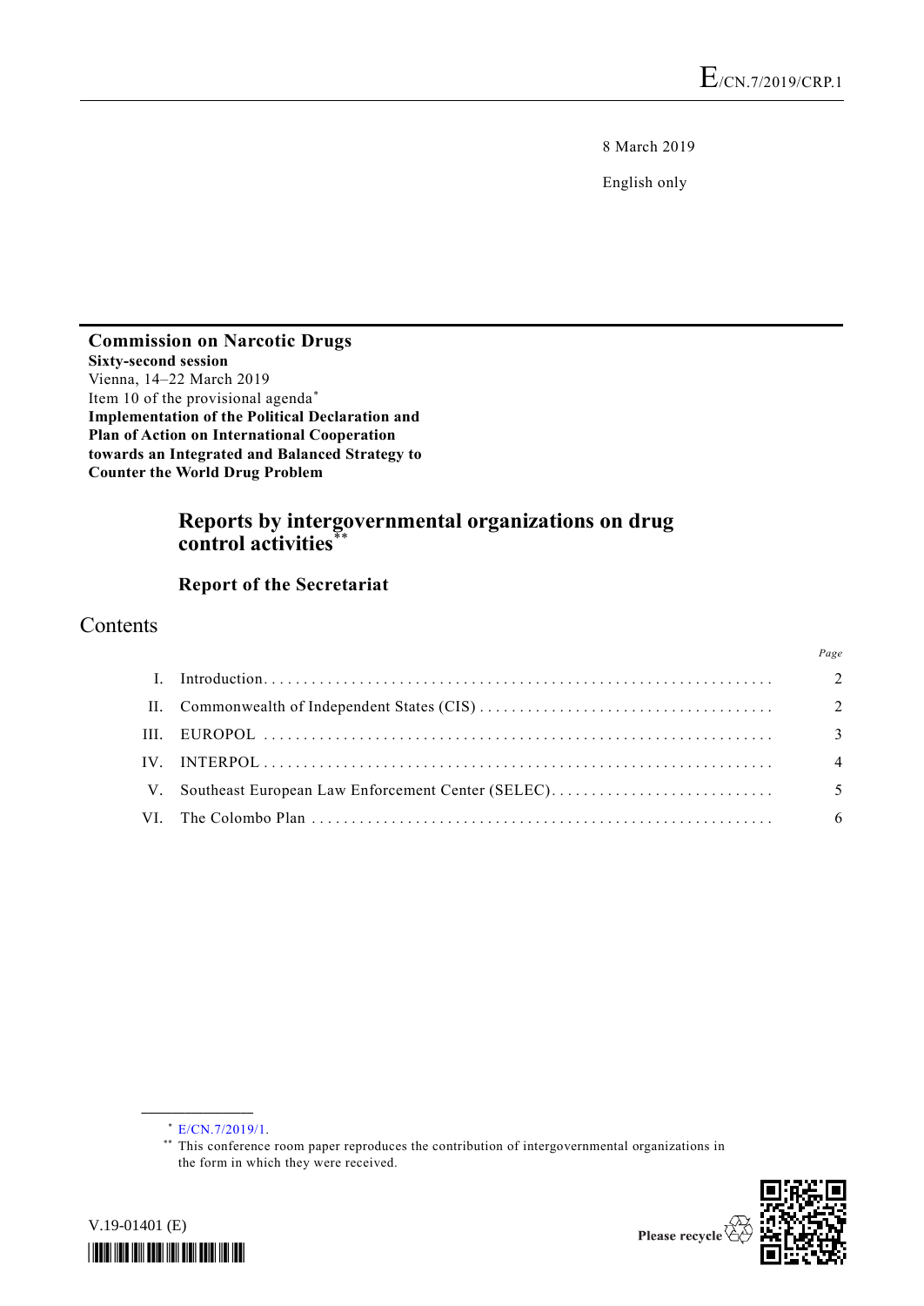E/CN.7/2019/CRP.1

8 March 2019

English only

**Commission on Narcotic Drugs**
**Sixty-second session**
Vienna, 14–22 March 2019
Item 10 of the provisional agenda*
**Implementation of the Political Declaration and Plan of Action on International Cooperation towards an Integrated and Balanced Strategy to Counter the World Drug Problem**

# Reports by intergovernmental organizations on drug control activities**

## Report of the Secretariat

# Contents

| | | Page |
|---|---|---|
| I. | Introduction | 2 |
| II. | Commonwealth of Independent States (CIS) | 2 |
| III. | EUROPOL | 3 |
| IV. | INTERPOL | 4 |
| V. | Southeast European Law Enforcement Center (SELEC) | 5 |
| VI. | The Colombo Plan | 6 |

---

\* E/CN.7/2019/1.

\** This conference room paper reproduces the contribution of intergovernmental organizations in the form in which they were received.

V.19-01401 (E)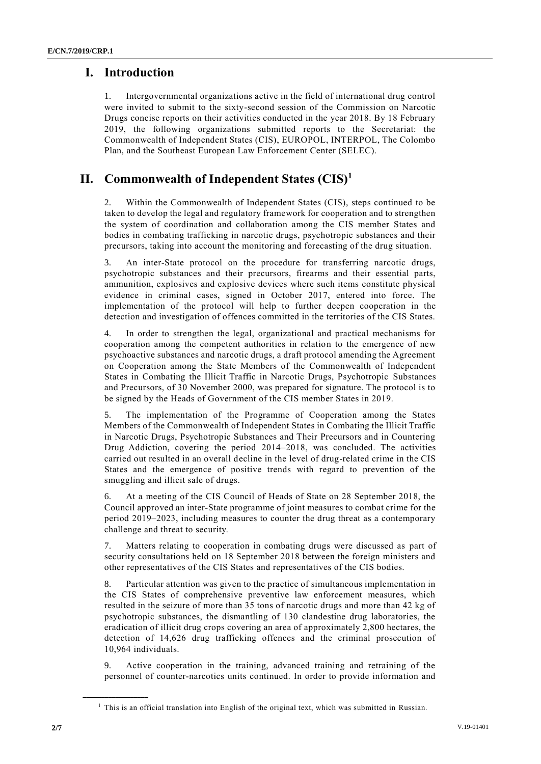# I. Introduction

1. Intergovernmental organizations active in the field of international drug control were invited to submit to the sixty-second session of the Commission on Narcotic Drugs concise reports on their activities conducted in the year 2018. By 18 February 2019, the following organizations submitted reports to the Secretariat: the Commonwealth of Independent States (CIS), EUROPOL, INTERPOL, The Colombo Plan, and the Southeast European Law Enforcement Center (SELEC).

# II. Commonwealth of Independent States (CIS)[1]

2. Within the Commonwealth of Independent States (CIS), steps continued to be taken to develop the legal and regulatory framework for cooperation and to strengthen the system of coordination and collaboration among the CIS member States and bodies in combating trafficking in narcotic drugs, psychotropic substances and their precursors, taking into account the monitoring and forecasting of the drug situation.

3. An inter-State protocol on the procedure for transferring narcotic drugs, psychotropic substances and their precursors, firearms and their essential parts, ammunition, explosives and explosive devices where such items constitute physical evidence in criminal cases, signed in October 2017, entered into force. The implementation of the protocol will help to further deepen cooperation in the detection and investigation of offences committed in the territories of the CIS States.

4. In order to strengthen the legal, organizational and practical mechanisms for cooperation among the competent authorities in relation to the emergence of new psychoactive substances and narcotic drugs, a draft protocol amending the Agreement on Cooperation among the State Members of the Commonwealth of Independent States in Combating the Illicit Traffic in Narcotic Drugs, Psychotropic Substances and Precursors, of 30 November 2000, was prepared for signature. The protocol is to be signed by the Heads of Government of the CIS member States in 2019.

5. The implementation of the Programme of Cooperation among the States Members of the Commonwealth of Independent States in Combating the Illicit Traffic in Narcotic Drugs, Psychotropic Substances and Their Precursors and in Countering Drug Addiction, covering the period 2014–2018, was concluded. The activities carried out resulted in an overall decline in the level of drug-related crime in the CIS States and the emergence of positive trends with regard to prevention of the smuggling and illicit sale of drugs.

6. At a meeting of the CIS Council of Heads of State on 28 September 2018, the Council approved an inter-State programme of joint measures to combat crime for the period 2019–2023, including measures to counter the drug threat as a contemporary challenge and threat to security.

7. Matters relating to cooperation in combating drugs were discussed as part of security consultations held on 18 September 2018 between the foreign ministers and other representatives of the CIS States and representatives of the CIS bodies.

8. Particular attention was given to the practice of simultaneous implementation in the CIS States of comprehensive preventive law enforcement measures, which resulted in the seizure of more than 35 tons of narcotic drugs and more than 42 kg of psychotropic substances, the dismantling of 130 clandestine drug laboratories, the eradication of illicit drug crops covering an area of approximately 2,800 hectares, the detection of 14,626 drug trafficking offences and the criminal prosecution of 10,964 individuals.

9. Active cooperation in the training, advanced training and retraining of the personnel of counter-narcotics units continued. In order to provide information and

[1] This is an official translation into English of the original text, which was submitted in Russian.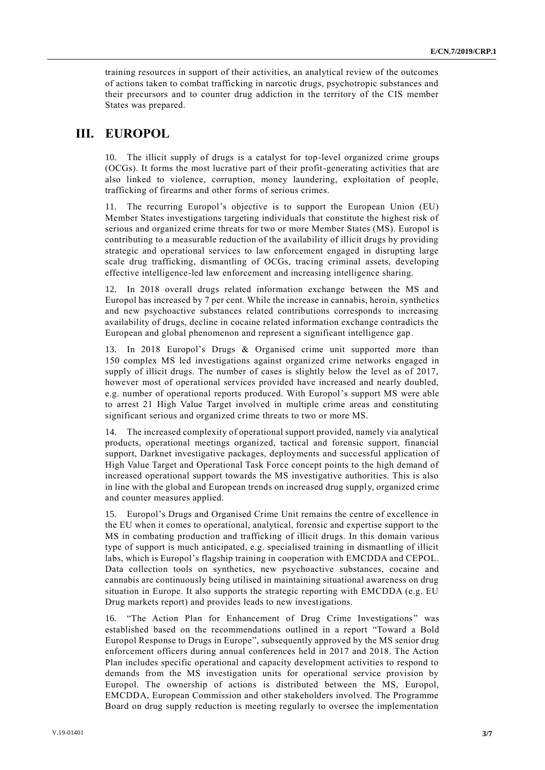training resources in support of their activities, an analytical review of the outcomes of actions taken to combat trafficking in narcotic drugs, psychotropic substances and their precursors and to counter drug addiction in the territory of the CIS member States was prepared.

# III. EUROPOL

10. The illicit supply of drugs is a catalyst for top-level organized crime groups (OCGs). It forms the most lucrative part of their profit-generating activities that are also linked to violence, corruption, money laundering, exploitation of people, trafficking of firearms and other forms of serious crimes.

11. The recurring Europol's objective is to support the European Union (EU) Member States investigations targeting individuals that constitute the highest risk of serious and organized crime threats for two or more Member States (MS). Europol is contributing to a measurable reduction of the availability of illicit drugs by providing strategic and operational services to law enforcement engaged in disrupting large scale drug trafficking, dismantling of OCGs, tracing criminal assets, developing effective intelligence-led law enforcement and increasing intelligence sharing.

12. In 2018 overall drugs related information exchange between the MS and Europol has increased by 7 per cent. While the increase in cannabis, heroin, synthetics and new psychoactive substances related contributions corresponds to increasing availability of drugs, decline in cocaine related information exchange contradicts the European and global phenomenon and represent a significant intelligence gap.

13. In 2018 Europol's Drugs & Organised crime unit supported more than 150 complex MS led investigations against organized crime networks engaged in supply of illicit drugs. The number of cases is slightly below the level as of 2017, however most of operational services provided have increased and nearly doubled, e.g. number of operational reports produced. With Europol's support MS were able to arrest 21 High Value Target involved in multiple crime areas and constituting significant serious and organized crime threats to two or more MS.

14. The increased complexity of operational support provided, namely via analytical products, operational meetings organized, tactical and forensic support, financial support, Darknet investigative packages, deployments and successful application of High Value Target and Operational Task Force concept points to the high demand of increased operational support towards the MS investigative authorities. This is also in line with the global and European trends on increased drug supply, organized crime and counter measures applied.

15. Europol's Drugs and Organised Crime Unit remains the centre of excellence in the EU when it comes to operational, analytical, forensic and expertise support to the MS in combating production and trafficking of illicit drugs. In this domain various type of support is much anticipated, e.g. specialised training in dismantling of illicit labs, which is Europol's flagship training in cooperation with EMCDDA and CEPOL. Data collection tools on synthetics, new psychoactive substances, cocaine and cannabis are continuously being utilised in maintaining situational awareness on drug situation in Europe. It also supports the strategic reporting with EMCDDA (e.g. EU Drug markets report) and provides leads to new investigations.

16. "The Action Plan for Enhancement of Drug Crime Investigations" was established based on the recommendations outlined in a report "Toward a Bold Europol Response to Drugs in Europe", subsequently approved by the MS senior drug enforcement officers during annual conferences held in 2017 and 2018. The Action Plan includes specific operational and capacity development activities to respond to demands from the MS investigation units for operational service provision by Europol. The ownership of actions is distributed between the MS, Europol, EMCDDA, European Commission and other stakeholders involved. The Programme Board on drug supply reduction is meeting regularly to oversee the implementation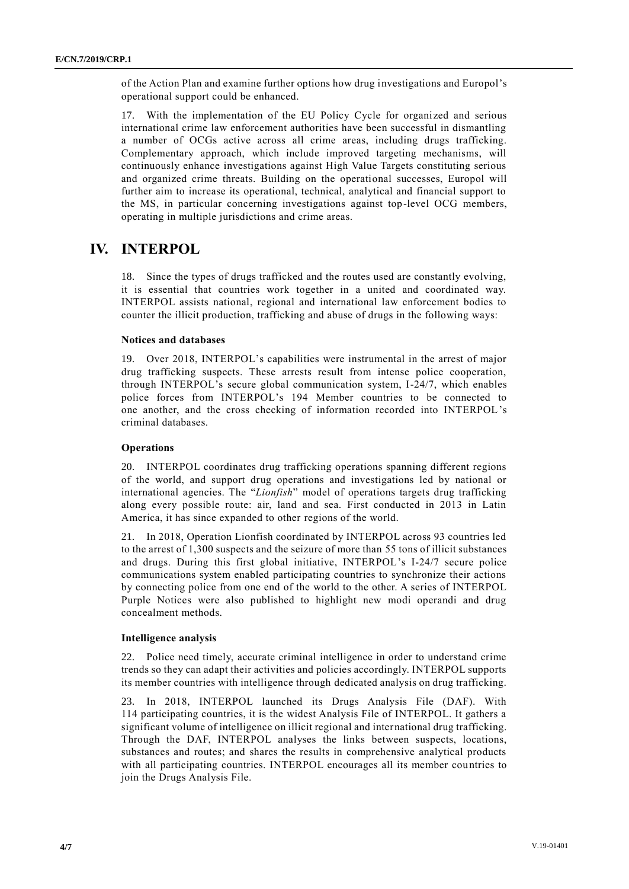of the Action Plan and examine further options how drug investigations and Europol's operational support could be enhanced.

17. With the implementation of the EU Policy Cycle for organized and serious international crime law enforcement authorities have been successful in dismantling a number of OCGs active across all crime areas, including drugs trafficking. Complementary approach, which include improved targeting mechanisms, will continuously enhance investigations against High Value Targets constituting serious and organized crime threats. Building on the operational successes, Europol will further aim to increase its operational, technical, analytical and financial support to the MS, in particular concerning investigations against top-level OCG members, operating in multiple jurisdictions and crime areas.

# IV. INTERPOL

18. Since the types of drugs trafficked and the routes used are constantly evolving, it is essential that countries work together in a united and coordinated way. INTERPOL assists national, regional and international law enforcement bodies to counter the illicit production, trafficking and abuse of drugs in the following ways:

**Notices and databases**

19. Over 2018, INTERPOL's capabilities were instrumental in the arrest of major drug trafficking suspects. These arrests result from intense police cooperation, through INTERPOL's secure global communication system, I-24/7, which enables police forces from INTERPOL's 194 Member countries to be connected to one another, and the cross checking of information recorded into INTERPOL's criminal databases.

**Operations**

20. INTERPOL coordinates drug trafficking operations spanning different regions of the world, and support drug operations and investigations led by national or international agencies. The "*Lionfish*" model of operations targets drug trafficking along every possible route: air, land and sea. First conducted in 2013 in Latin America, it has since expanded to other regions of the world.

21. In 2018, Operation Lionfish coordinated by INTERPOL across 93 countries led to the arrest of 1,300 suspects and the seizure of more than 55 tons of illicit substances and drugs. During this first global initiative, INTERPOL's I-24/7 secure police communications system enabled participating countries to synchronize their actions by connecting police from one end of the world to the other. A series of INTERPOL Purple Notices were also published to highlight new modi operandi and drug concealment methods.

**Intelligence analysis**

22. Police need timely, accurate criminal intelligence in order to understand crime trends so they can adapt their activities and policies accordingly. INTERPOL supports its member countries with intelligence through dedicated analysis on drug trafficking.

23. In 2018, INTERPOL launched its Drugs Analysis File (DAF). With 114 participating countries, it is the widest Analysis File of INTERPOL. It gathers a significant volume of intelligence on illicit regional and international drug trafficking. Through the DAF, INTERPOL analyses the links between suspects, locations, substances and routes; and shares the results in comprehensive analytical products with all participating countries. INTERPOL encourages all its member countries to join the Drugs Analysis File.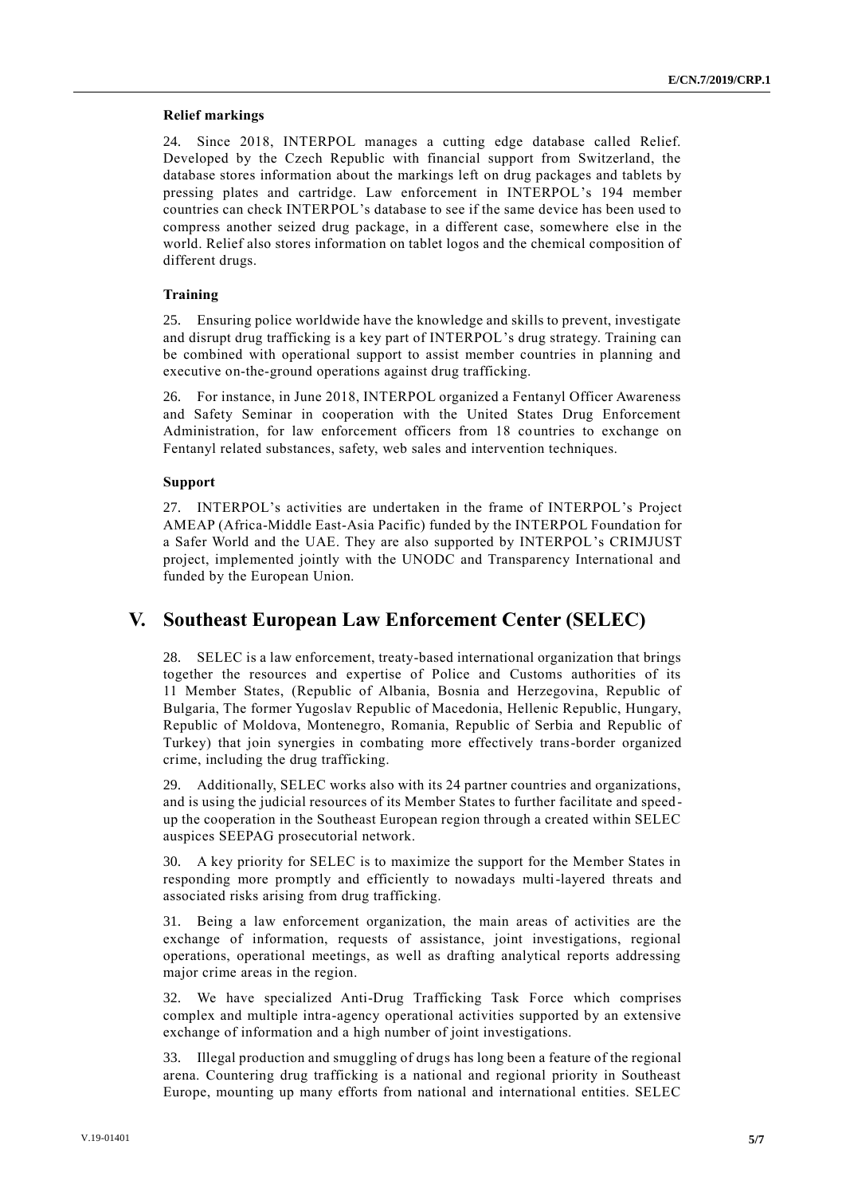#### Relief markings

24. Since 2018, INTERPOL manages a cutting edge database called Relief. Developed by the Czech Republic with financial support from Switzerland, the database stores information about the markings left on drug packages and tablets by pressing plates and cartridge. Law enforcement in INTERPOL's 194 member countries can check INTERPOL's database to see if the same device has been used to compress another seized drug package, in a different case, somewhere else in the world. Relief also stores information on tablet logos and the chemical composition of different drugs.

#### Training

25. Ensuring police worldwide have the knowledge and skills to prevent, investigate and disrupt drug trafficking is a key part of INTERPOL's drug strategy. Training can be combined with operational support to assist member countries in planning and executive on-the-ground operations against drug trafficking.

26. For instance, in June 2018, INTERPOL organized a Fentanyl Officer Awareness and Safety Seminar in cooperation with the United States Drug Enforcement Administration, for law enforcement officers from 18 countries to exchange on Fentanyl related substances, safety, web sales and intervention techniques.

#### Support

27. INTERPOL's activities are undertaken in the frame of INTERPOL's Project AMEAP (Africa-Middle East-Asia Pacific) funded by the INTERPOL Foundation for a Safer World and the UAE. They are also supported by INTERPOL's CRIMJUST project, implemented jointly with the UNODC and Transparency International and funded by the European Union.

## V. Southeast European Law Enforcement Center (SELEC)

28. SELEC is a law enforcement, treaty-based international organization that brings together the resources and expertise of Police and Customs authorities of its 11 Member States, (Republic of Albania, Bosnia and Herzegovina, Republic of Bulgaria, The former Yugoslav Republic of Macedonia, Hellenic Republic, Hungary, Republic of Moldova, Montenegro, Romania, Republic of Serbia and Republic of Turkey) that join synergies in combating more effectively trans-border organized crime, including the drug trafficking.

29. Additionally, SELEC works also with its 24 partner countries and organizations, and is using the judicial resources of its Member States to further facilitate and speed-up the cooperation in the Southeast European region through a created within SELEC auspices SEEPAG prosecutorial network.

30. A key priority for SELEC is to maximize the support for the Member States in responding more promptly and efficiently to nowadays multi-layered threats and associated risks arising from drug trafficking.

31. Being a law enforcement organization, the main areas of activities are the exchange of information, requests of assistance, joint investigations, regional operations, operational meetings, as well as drafting analytical reports addressing major crime areas in the region.

32. We have specialized Anti-Drug Trafficking Task Force which comprises complex and multiple intra-agency operational activities supported by an extensive exchange of information and a high number of joint investigations.

33. Illegal production and smuggling of drugs has long been a feature of the regional arena. Countering drug trafficking is a national and regional priority in Southeast Europe, mounting up many efforts from national and international entities. SELEC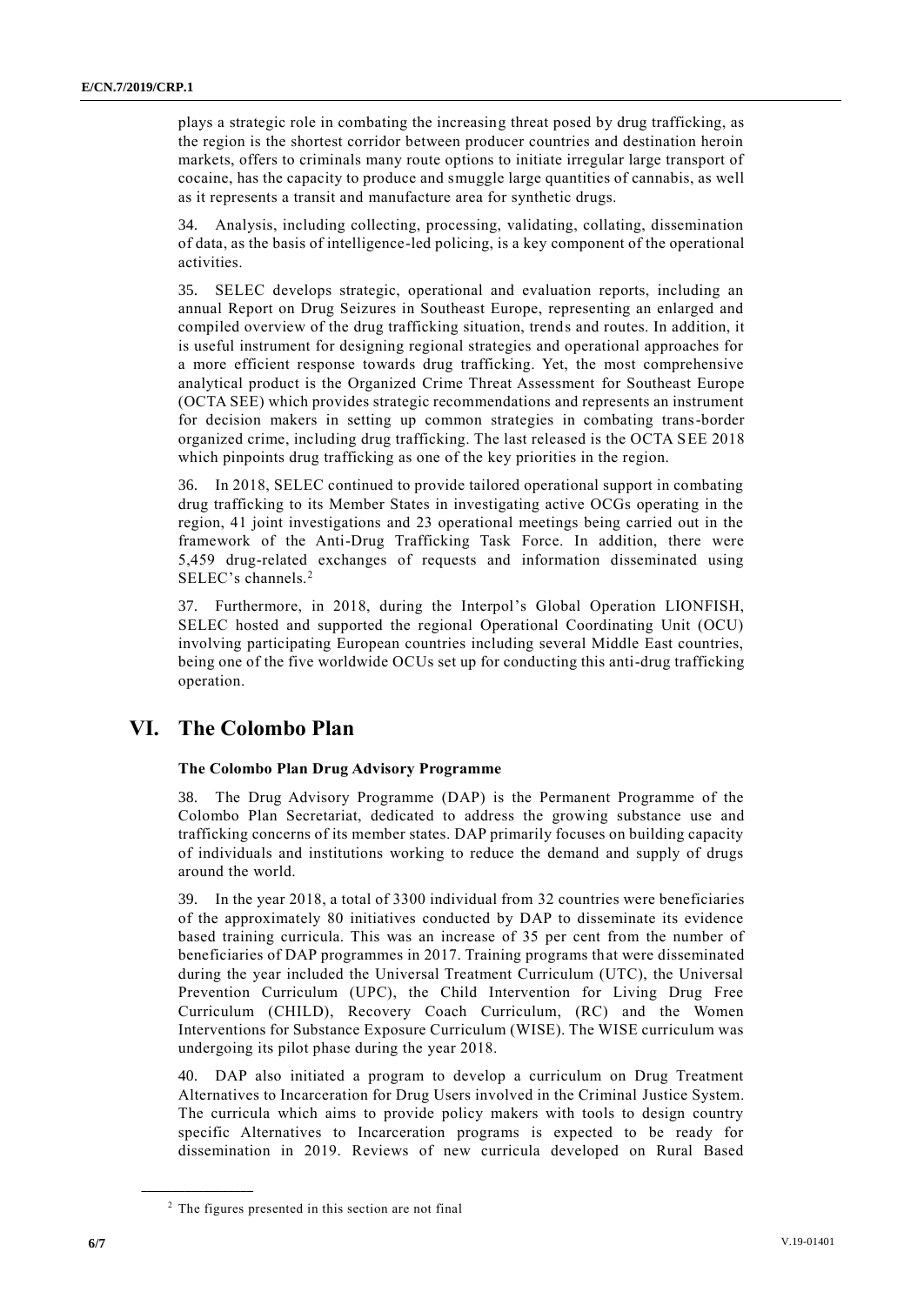plays a strategic role in combating the increasing threat posed by drug trafficking, as the region is the shortest corridor between producer countries and destination heroin markets, offers to criminals many route options to initiate irregular large transport of cocaine, has the capacity to produce and smuggle large quantities of cannabis, as well as it represents a transit and manufacture area for synthetic drugs.

34. Analysis, including collecting, processing, validating, collating, dissemination of data, as the basis of intelligence-led policing, is a key component of the operational activities.

35. SELEC develops strategic, operational and evaluation reports, including an annual Report on Drug Seizures in Southeast Europe, representing an enlarged and compiled overview of the drug trafficking situation, trends and routes. In addition, it is useful instrument for designing regional strategies and operational approaches for a more efficient response towards drug trafficking. Yet, the most comprehensive analytical product is the Organized Crime Threat Assessment for Southeast Europe (OCTA SEE) which provides strategic recommendations and represents an instrument for decision makers in setting up common strategies in combating trans-border organized crime, including drug trafficking. The last released is the OCTA SEE 2018 which pinpoints drug trafficking as one of the key priorities in the region.

36. In 2018, SELEC continued to provide tailored operational support in combating drug trafficking to its Member States in investigating active OCGs operating in the region, 41 joint investigations and 23 operational meetings being carried out in the framework of the Anti-Drug Trafficking Task Force. In addition, there were 5,459 drug-related exchanges of requests and information disseminated using SELEC's channels.[2]

37. Furthermore, in 2018, during the Interpol's Global Operation LIONFISH, SELEC hosted and supported the regional Operational Coordinating Unit (OCU) involving participating European countries including several Middle East countries, being one of the five worldwide OCUs set up for conducting this anti-drug trafficking operation.

# VI. The Colombo Plan

### The Colombo Plan Drug Advisory Programme

38. The Drug Advisory Programme (DAP) is the Permanent Programme of the Colombo Plan Secretariat, dedicated to address the growing substance use and trafficking concerns of its member states. DAP primarily focuses on building capacity of individuals and institutions working to reduce the demand and supply of drugs around the world.

39. In the year 2018, a total of 3300 individual from 32 countries were beneficiaries of the approximately 80 initiatives conducted by DAP to disseminate its evidence based training curricula. This was an increase of 35 per cent from the number of beneficiaries of DAP programmes in 2017. Training programs that were disseminated during the year included the Universal Treatment Curriculum (UTC), the Universal Prevention Curriculum (UPC), the Child Intervention for Living Drug Free Curriculum (CHILD), Recovery Coach Curriculum, (RC) and the Women Interventions for Substance Exposure Curriculum (WISE). The WISE curriculum was undergoing its pilot phase during the year 2018.

40. DAP also initiated a program to develop a curriculum on Drug Treatment Alternatives to Incarceration for Drug Users involved in the Criminal Justice System. The curricula which aims to provide policy makers with tools to design country specific Alternatives to Incarceration programs is expected to be ready for dissemination in 2019. Reviews of new curricula developed on Rural Based

---

[2] The figures presented in this section are not final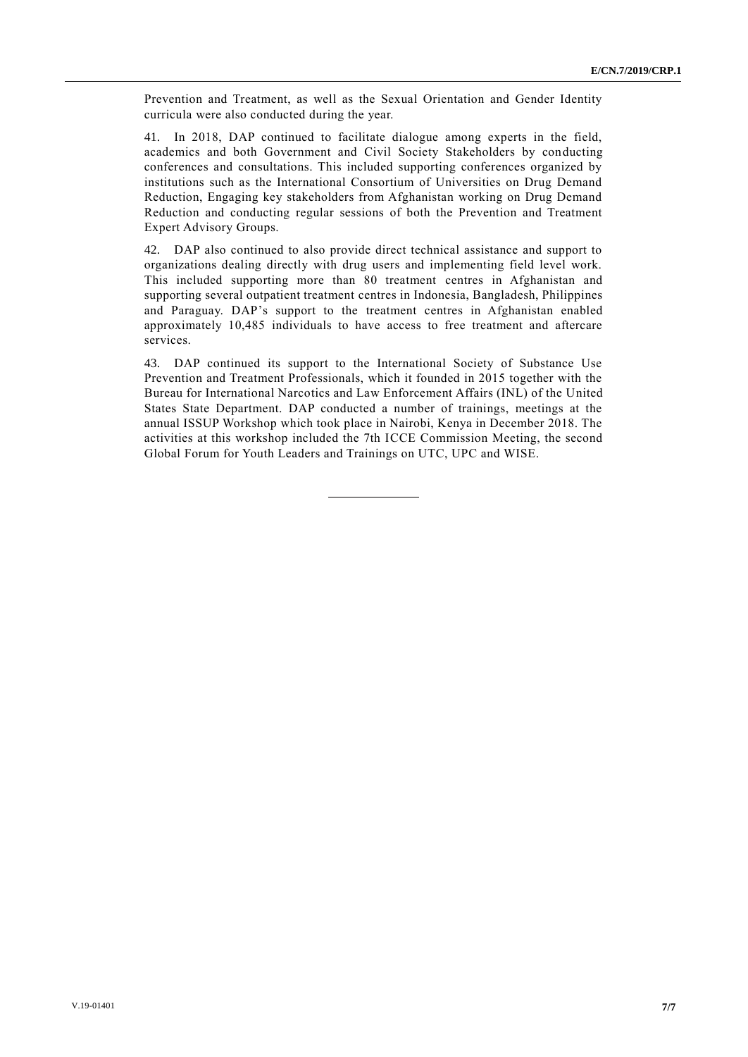Prevention and Treatment, as well as the Sexual Orientation and Gender Identity curricula were also conducted during the year.

41. In 2018, DAP continued to facilitate dialogue among experts in the field, academics and both Government and Civil Society Stakeholders by conducting conferences and consultations. This included supporting conferences organized by institutions such as the International Consortium of Universities on Drug Demand Reduction, Engaging key stakeholders from Afghanistan working on Drug Demand Reduction and conducting regular sessions of both the Prevention and Treatment Expert Advisory Groups.

42. DAP also continued to also provide direct technical assistance and support to organizations dealing directly with drug users and implementing field level work. This included supporting more than 80 treatment centres in Afghanistan and supporting several outpatient treatment centres in Indonesia, Bangladesh, Philippines and Paraguay. DAP's support to the treatment centres in Afghanistan enabled approximately 10,485 individuals to have access to free treatment and aftercare services.

43. DAP continued its support to the International Society of Substance Use Prevention and Treatment Professionals, which it founded in 2015 together with the Bureau for International Narcotics and Law Enforcement Affairs (INL) of the United States State Department. DAP conducted a number of trainings, meetings at the annual ISSUP Workshop which took place in Nairobi, Kenya in December 2018. The activities at this workshop included the 7th ICCE Commission Meeting, the second Global Forum for Youth Leaders and Trainings on UTC, UPC and WISE.